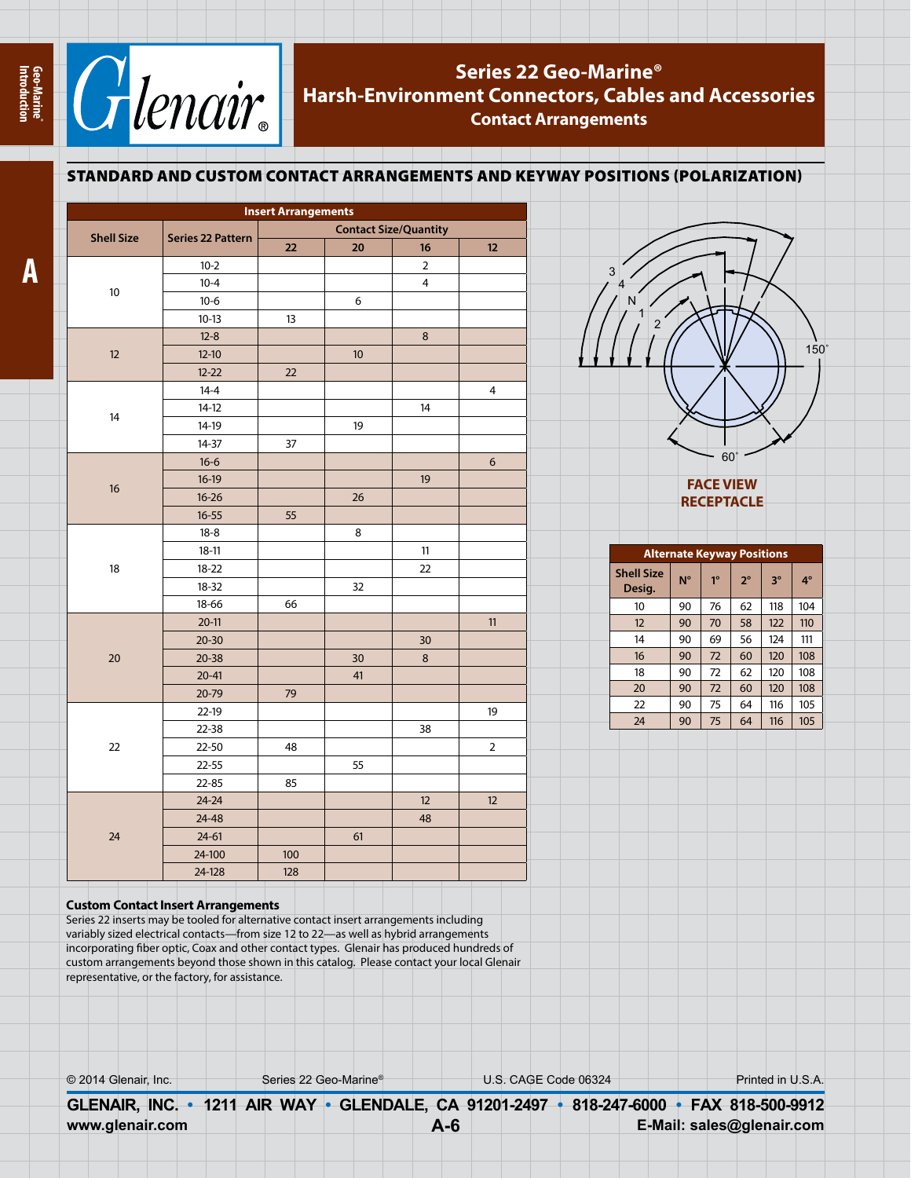# Series 22 Geo-Marine®
## Harsh-Environment Connectors, Cables and Accessories
### Contact Arrangements

## STANDARD AND CUSTOM CONTACT ARRANGEMENTS AND KEYWAY POSITIONS (POLARIZATION)

**Insert Arrangements**

| Shell Size | Series 22 Pattern | Contact Size/Quantity | | | |
|---|---|---|---|---|---|
| | | 22 | 20 | 16 | 12 |
| 10 | 10-2 | | | 2 | |
| | 10-4 | | | 4 | |
| | 10-6 | | 6 | | |
| | 10-13 | 13 | | | |
| 12 | 12-8 | | | 8 | |
| | 12-10 | | 10 | | |
| | 12-22 | 22 | | | |
| 14 | 14-4 | | | | 4 |
| | 14-12 | | | 14 | |
| | 14-19 | | 19 | | |
| | 14-37 | 37 | | | |
| 16 | 16-6 | | | | 6 |
| | 16-19 | | | 19 | |
| | 16-26 | | 26 | | |
| | 16-55 | 55 | | | |
| 18 | 18-8 | | 8 | | |
| | 18-11 | | | 11 | |
| | 18-22 | | | 22 | |
| | 18-32 | | 32 | | |
| | 18-66 | 66 | | | |
| 20 | 20-11 | | | | 11 |
| | 20-30 | | | 30 | |
| | 20-38 | | 30 | 8 | |
| | 20-41 | | 41 | | |
| | 20-79 | 79 | | | |
| 22 | 22-19 | | | | 19 |
| | 22-38 | | | 38 | |
| | 22-50 | 48 | | | 2 |
| | 22-55 | | 55 | | |
| | 22-85 | 85 | | | |
| 24 | 24-24 | | | 12 | 12 |
| | 24-48 | | | 48 | |
| | 24-61 | | 61 | | |
| | 24-100 | 100 | | | |
| | 24-128 | 128 | | | |

3 4 N 1 2 150° 60°

**FACE VIEW RECEPTACLE**

**Alternate Keyway Positions**

| Shell Size Desig. | N° | 1° | 2° | 3° | 4° |
|---|---|---|---|---|---|
| 10 | 90 | 76 | 62 | 118 | 104 |
| 12 | 90 | 70 | 58 | 122 | 110 |
| 14 | 90 | 69 | 56 | 124 | 111 |
| 16 | 90 | 72 | 60 | 120 | 108 |
| 18 | 90 | 72 | 62 | 120 | 108 |
| 20 | 90 | 72 | 60 | 120 | 108 |
| 22 | 90 | 75 | 64 | 116 | 105 |
| 24 | 90 | 75 | 64 | 116 | 105 |

**Custom Contact Insert Arrangements**

Series 22 inserts may be tooled for alternative contact insert arrangements including variably sized electrical contacts—from size 12 to 22—as well as hybrid arrangements incorporating fiber optic, Coax and other contact types. Glenair has produced hundreds of custom arrangements beyond those shown in this catalog. Please contact your local Glenair representative, or the factory, for assistance.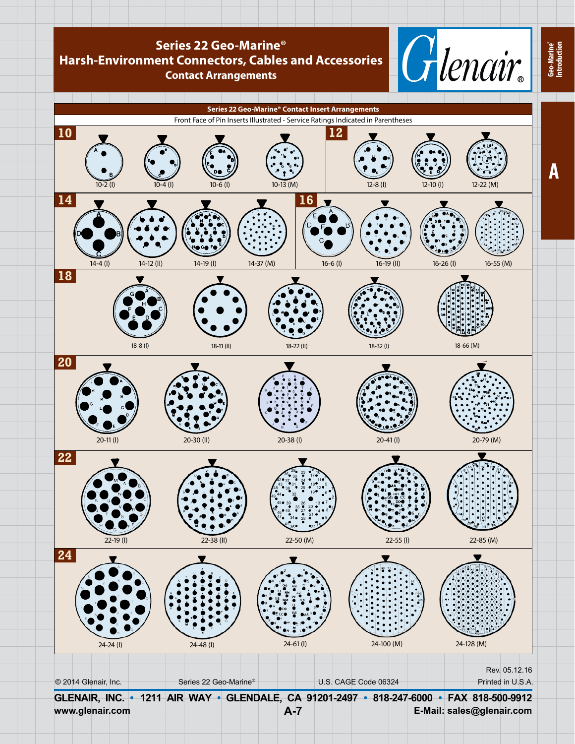# Series 22 Geo-Marine®
## Harsh-Environment Connectors, Cables and Accessories
### Contact Arrangements

**Series 22 Geo-Marine® Contact Insert Arrangements**

Front Face of Pin Inserts Illustrated - Service Ratings Indicated in Parentheses

**10**

10-2 (I)
10-4 (I)
10-6 (I)
10-13 (M)

**12**

12-8 (I)
12-10 (I)
12-22 (M)

**14**

14-4 (I)
14-12 (II)
14-19 (I)
14-37 (M)

**16**

16-6 (I)
16-19 (II)
16-26 (I)
16-55 (M)

**18**

18-8 (I)
18-11 (II)
18-22 (II)
18-32 (I)
18-66 (M)

**20**

20-11 (I)
20-30 (II)
20-38 (I)
20-41 (I)
20-79 (M)

**22**

22-19 (I)
22-38 (II)
22-50 (M)
22-55 (I)
22-85 (M)

**24**

24-24 (I)
24-48 (I)
24-61 (I)
24-100 (M)
24-128 (M)

Rev. 05.12.16

© 2014 Glenair, Inc. Series 22 Geo-Marine® U.S. CAGE Code 06324 Printed in U.S.A.

**GLENAIR, INC. • 1211 AIR WAY • GLENDALE, CA 91201-2497 • 818-247-6000 • FAX 818-500-9912**

**www.glenair.com** **E-Mail: sales@glenair.com**